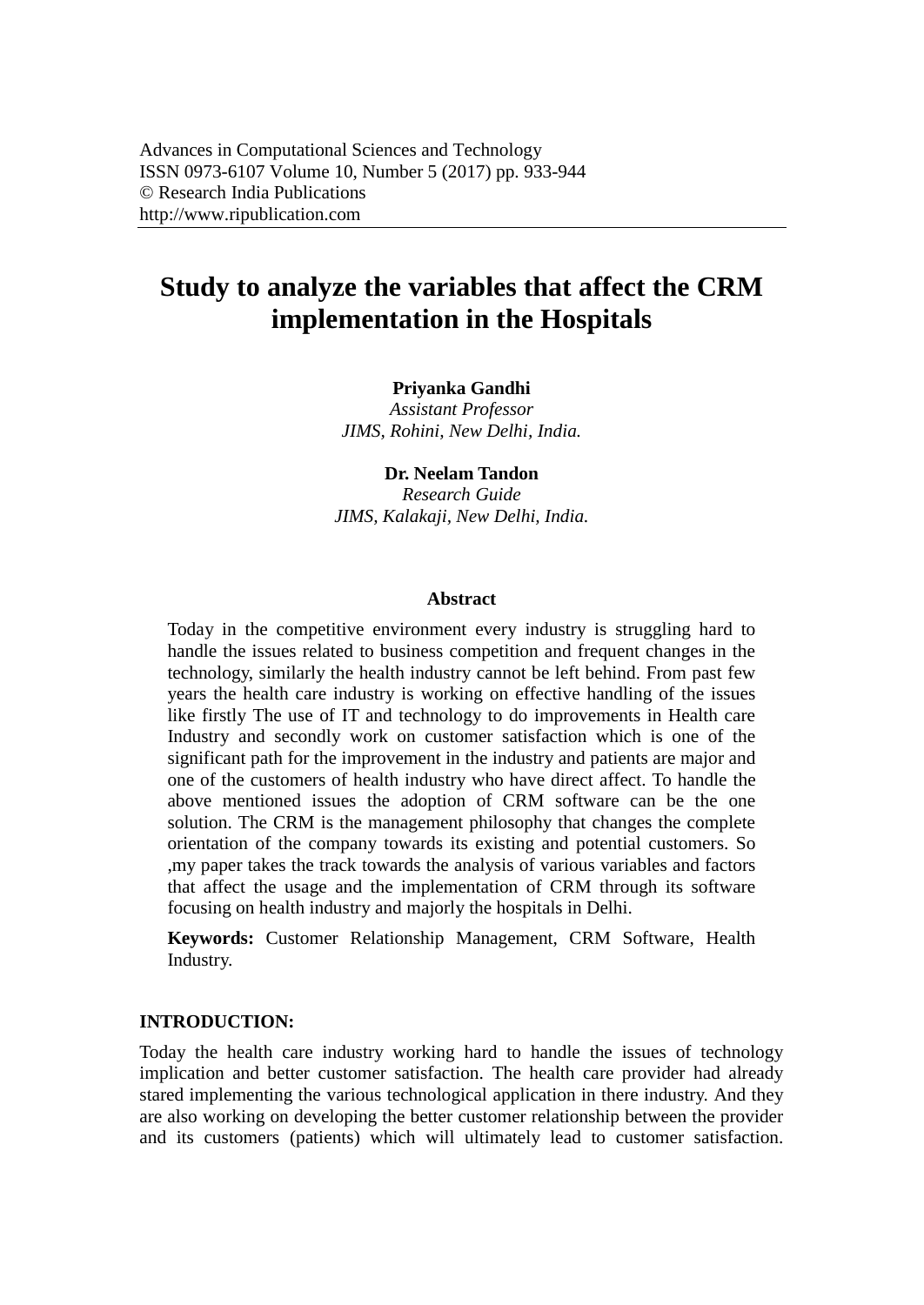# Study to analyze the variables that affect the CRM implementation in the Hospitals

**Priyanka Gandhi**
*Assistant Professor*
*JIMS, Rohini, New Delhi, India.*

**Dr. Neelam Tandon**
*Research Guide*
*JIMS, Kalakaji, New Delhi, India.*

## Abstract

Today in the competitive environment every industry is struggling hard to handle the issues related to business competition and frequent changes in the technology, similarly the health industry cannot be left behind. From past few years the health care industry is working on effective handling of the issues like firstly The use of IT and technology to do improvements in Health care Industry and secondly work on customer satisfaction which is one of the significant path for the improvement in the industry and patients are major and one of the customers of health industry who have direct affect. To handle the above mentioned issues the adoption of CRM software can be the one solution. The CRM is the management philosophy that changes the complete orientation of the company towards its existing and potential customers. So ,my paper takes the track towards the analysis of various variables and factors that affect the usage and the implementation of CRM through its software focusing on health industry and majorly the hospitals in Delhi.

**Keywords:** Customer Relationship Management, CRM Software, Health Industry.

## INTRODUCTION:

Today the health care industry working hard to handle the issues of technology implication and better customer satisfaction. The health care provider had already stared implementing the various technological application in there industry. And they are also working on developing the better customer relationship between the provider and its customers (patients) which will ultimately lead to customer satisfaction.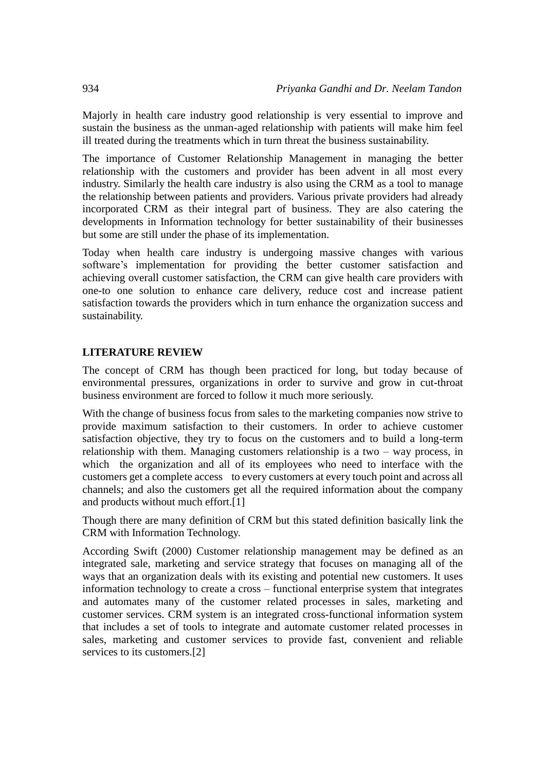Majorly in health care industry good relationship is very essential to improve and sustain the business as the unman-aged relationship with patients will make him feel ill treated during the treatments which in turn threat the business sustainability.

The importance of Customer Relationship Management in managing the better relationship with the customers and provider has been advent in all most every industry. Similarly the health care industry is also using the CRM as a tool to manage the relationship between patients and providers. Various private providers had already incorporated CRM as their integral part of business. They are also catering the developments in Information technology for better sustainability of their businesses but some are still under the phase of its implementation.

Today when health care industry is undergoing massive changes with various software's implementation for providing the better customer satisfaction and achieving overall customer satisfaction, the CRM can give health care providers with one-to one solution to enhance care delivery, reduce cost and increase patient satisfaction towards the providers which in turn enhance the organization success and sustainability.

## LITERATURE REVIEW

The concept of CRM has though been practiced for long, but today because of environmental pressures, organizations in order to survive and grow in cut-throat business environment are forced to follow it much more seriously.

With the change of business focus from sales to the marketing companies now strive to provide maximum satisfaction to their customers. In order to achieve customer satisfaction objective, they try to focus on the customers and to build a long-term relationship with them. Managing customers relationship is a two – way process, in which the organization and all of its employees who need to interface with the customers get a complete access to every customers at every touch point and across all channels; and also the customers get all the required information about the company and products without much effort.[1]

Though there are many definition of CRM but this stated definition basically link the CRM with Information Technology.

According Swift (2000) Customer relationship management may be defined as an integrated sale, marketing and service strategy that focuses on managing all of the ways that an organization deals with its existing and potential new customers. It uses information technology to create a cross – functional enterprise system that integrates and automates many of the customer related processes in sales, marketing and customer services. CRM system is an integrated cross-functional information system that includes a set of tools to integrate and automate customer related processes in sales, marketing and customer services to provide fast, convenient and reliable services to its customers.[2]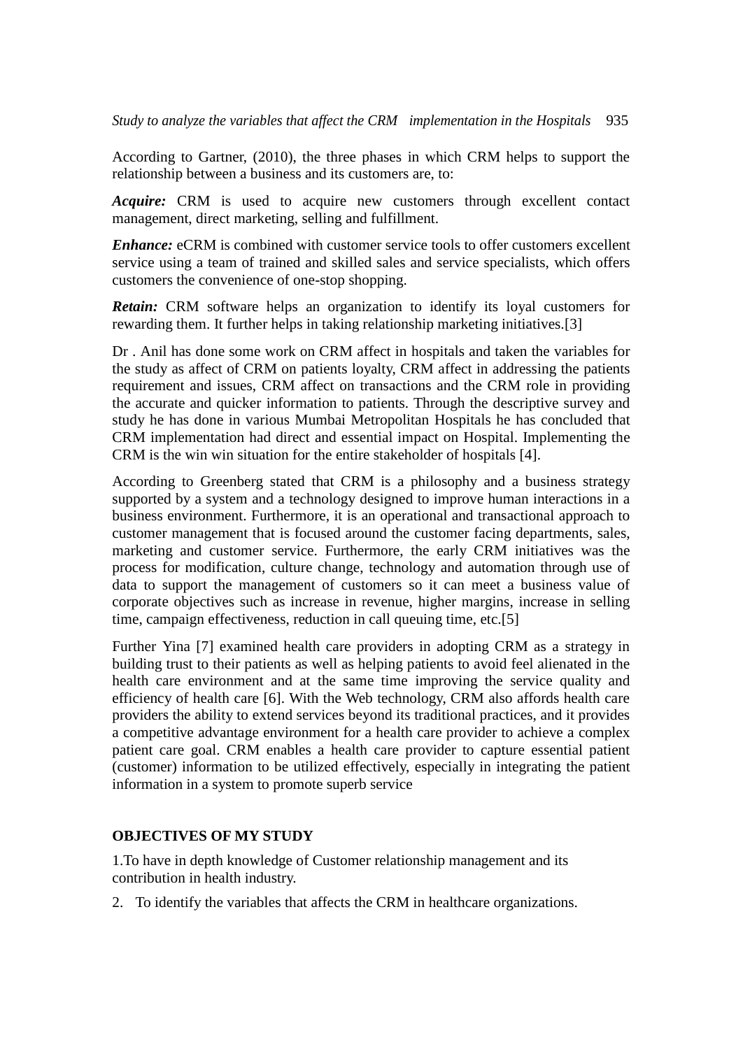According to Gartner, (2010), the three phases in which CRM helps to support the relationship between a business and its customers are, to:

***Acquire:*** CRM is used to acquire new customers through excellent contact management, direct marketing, selling and fulfillment.

***Enhance:*** eCRM is combined with customer service tools to offer customers excellent service using a team of trained and skilled sales and service specialists, which offers customers the convenience of one-stop shopping.

***Retain:*** CRM software helps an organization to identify its loyal customers for rewarding them. It further helps in taking relationship marketing initiatives.[3]

Dr . Anil has done some work on CRM affect in hospitals and taken the variables for the study as affect of CRM on patients loyalty, CRM affect in addressing the patients requirement and issues, CRM affect on transactions and the CRM role in providing the accurate and quicker information to patients. Through the descriptive survey and study he has done in various Mumbai Metropolitan Hospitals he has concluded that CRM implementation had direct and essential impact on Hospital. Implementing the CRM is the win win situation for the entire stakeholder of hospitals [4].

According to Greenberg stated that CRM is a philosophy and a business strategy supported by a system and a technology designed to improve human interactions in a business environment. Furthermore, it is an operational and transactional approach to customer management that is focused around the customer facing departments, sales, marketing and customer service. Furthermore, the early CRM initiatives was the process for modification, culture change, technology and automation through use of data to support the management of customers so it can meet a business value of corporate objectives such as increase in revenue, higher margins, increase in selling time, campaign effectiveness, reduction in call queuing time, etc.[5]

Further Yina [7] examined health care providers in adopting CRM as a strategy in building trust to their patients as well as helping patients to avoid feel alienated in the health care environment and at the same time improving the service quality and efficiency of health care [6]. With the Web technology, CRM also affords health care providers the ability to extend services beyond its traditional practices, and it provides a competitive advantage environment for a health care provider to achieve a complex patient care goal. CRM enables a health care provider to capture essential patient (customer) information to be utilized effectively, especially in integrating the patient information in a system to promote superb service

## OBJECTIVES OF MY STUDY

1.To have in depth knowledge of Customer relationship management and its contribution in health industry.

2. To identify the variables that affects the CRM in healthcare organizations.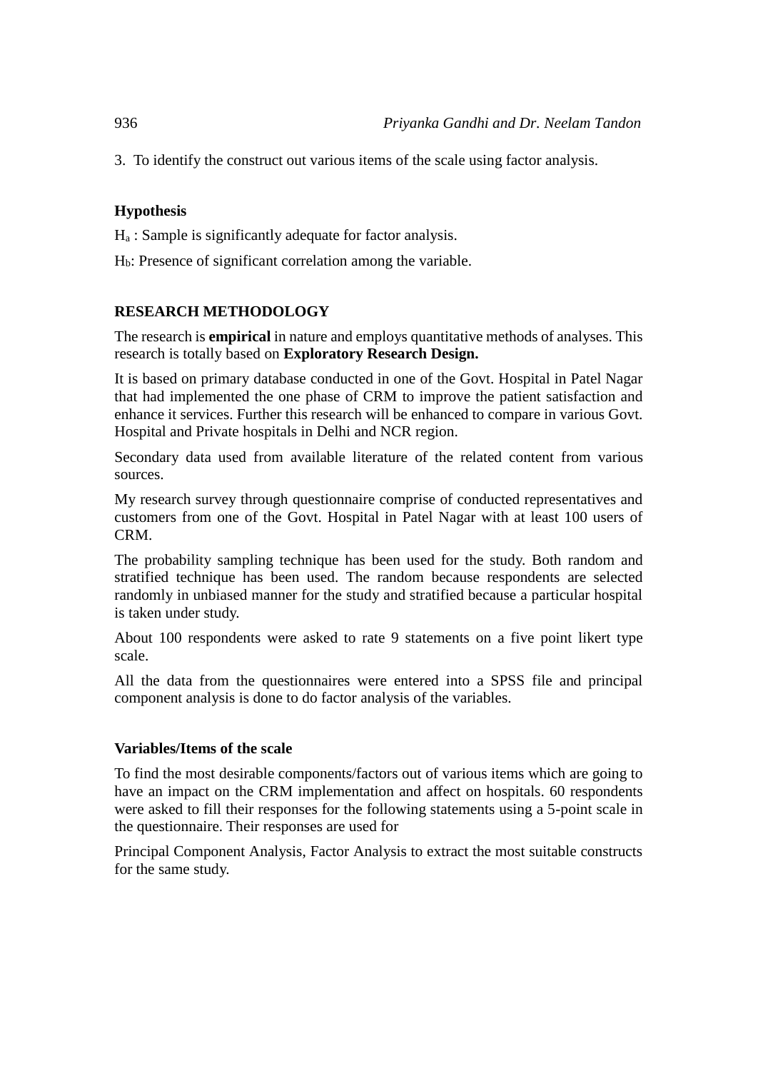3. To identify the construct out various items of the scale using factor analysis.

**Hypothesis**

$H_a$ : Sample is significantly adequate for factor analysis.

$H_b$: Presence of significant correlation among the variable.

**RESEARCH METHODOLOGY**

The research is **empirical** in nature and employs quantitative methods of analyses. This research is totally based on **Exploratory Research Design.**

It is based on primary database conducted in one of the Govt. Hospital in Patel Nagar that had implemented the one phase of CRM to improve the patient satisfaction and enhance it services. Further this research will be enhanced to compare in various Govt. Hospital and Private hospitals in Delhi and NCR region.

Secondary data used from available literature of the related content from various sources.

My research survey through questionnaire comprise of conducted representatives and customers from one of the Govt. Hospital in Patel Nagar with at least 100 users of CRM.

The probability sampling technique has been used for the study. Both random and stratified technique has been used. The random because respondents are selected randomly in unbiased manner for the study and stratified because a particular hospital is taken under study.

About 100 respondents were asked to rate 9 statements on a five point likert type scale.

All the data from the questionnaires were entered into a SPSS file and principal component analysis is done to do factor analysis of the variables.

**Variables/Items of the scale**

To find the most desirable components/factors out of various items which are going to have an impact on the CRM implementation and affect on hospitals. 60 respondents were asked to fill their responses for the following statements using a 5-point scale in the questionnaire. Their responses are used for

Principal Component Analysis, Factor Analysis to extract the most suitable constructs for the same study.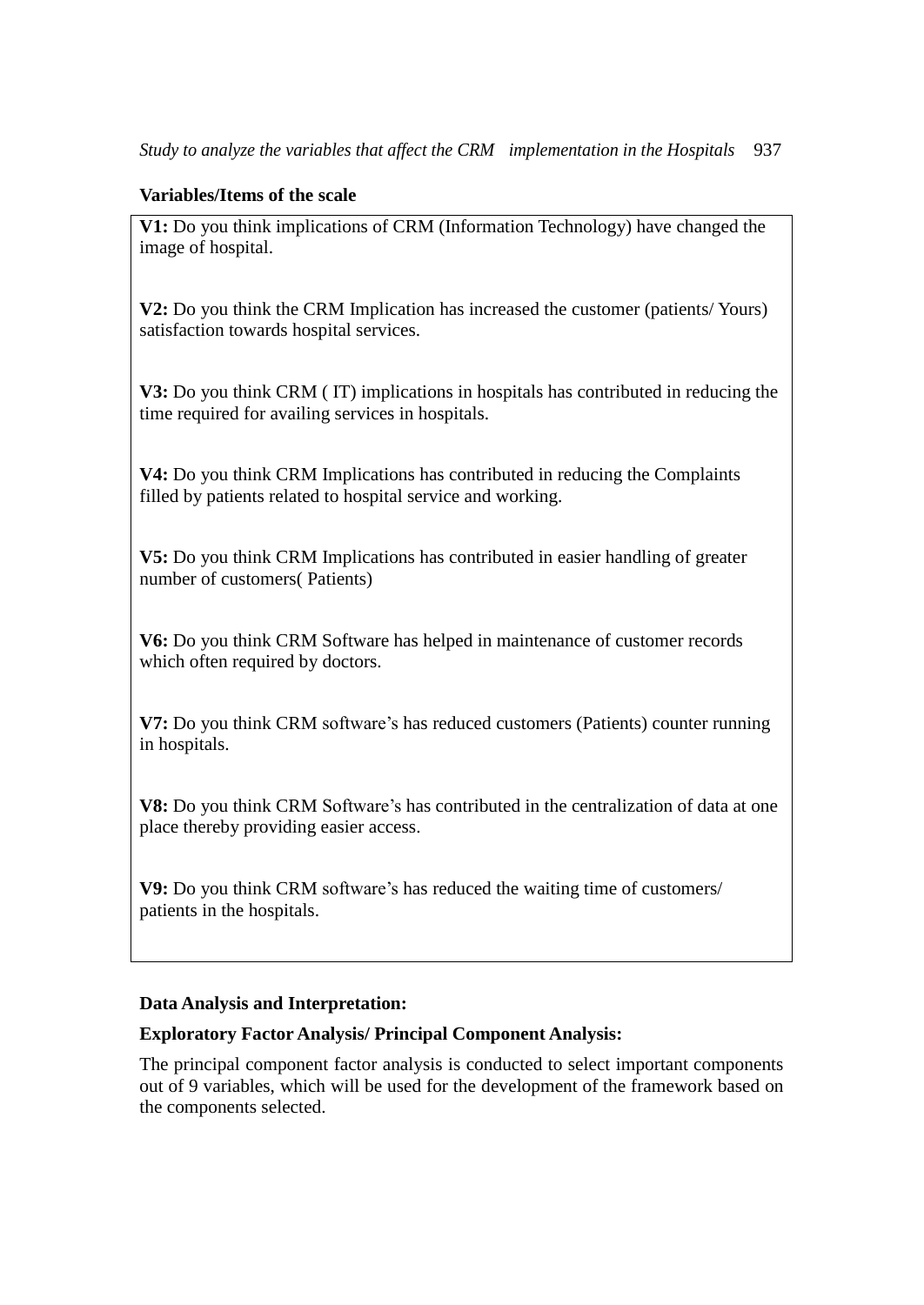**Variables/Items of the scale**

**V1:** Do you think implications of CRM (Information Technology) have changed the image of hospital.

**V2:** Do you think the CRM Implication has increased the customer (patients/ Yours) satisfaction towards hospital services.

**V3:** Do you think CRM ( IT) implications in hospitals has contributed in reducing the time required for availing services in hospitals.

**V4:** Do you think CRM Implications has contributed in reducing the Complaints filled by patients related to hospital service and working.

**V5:** Do you think CRM Implications has contributed in easier handling of greater number of customers( Patients)

**V6:** Do you think CRM Software has helped in maintenance of customer records which often required by doctors.

**V7:** Do you think CRM software's has reduced customers (Patients) counter running in hospitals.

**V8:** Do you think CRM Software's has contributed in the centralization of data at one place thereby providing easier access.

**V9:** Do you think CRM software's has reduced the waiting time of customers/ patients in the hospitals.

**Data Analysis and Interpretation:**

**Exploratory Factor Analysis/ Principal Component Analysis:**

The principal component factor analysis is conducted to select important components out of 9 variables, which will be used for the development of the framework based on the components selected.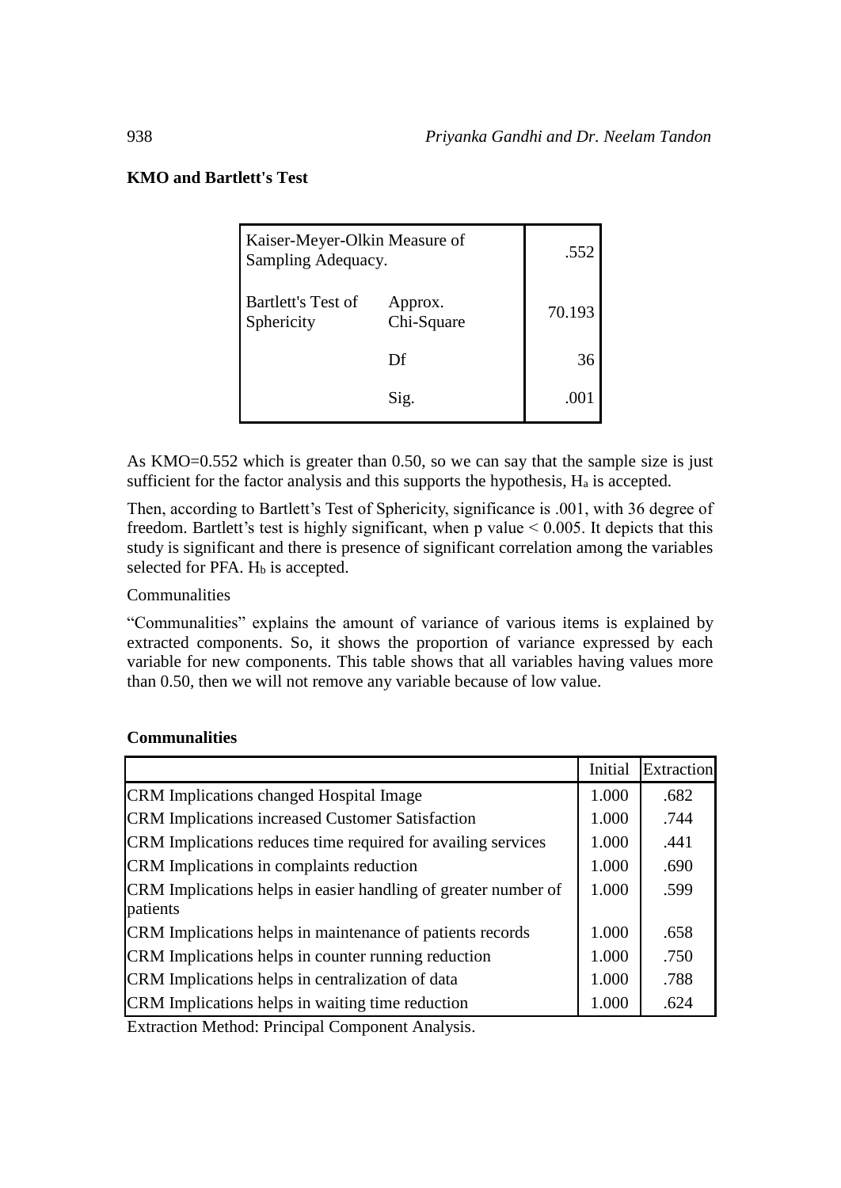**KMO and Bartlett's Test**

| | | |
|---|---|---|
| Kaiser-Meyer-Olkin Measure of Sampling Adequacy. | | .552 |
| Bartlett's Test of Sphericity | Approx. Chi-Square | 70.193 |
| | Df | 36 |
| | Sig. | .001 |

As KMO=0.552 which is greater than 0.50, so we can say that the sample size is just sufficient for the factor analysis and this supports the hypothesis, $H_a$ is accepted.

Then, according to Bartlett's Test of Sphericity, significance is .001, with 36 degree of freedom. Bartlett's test is highly significant, when p value < 0.005. It depicts that this study is significant and there is presence of significant correlation among the variables selected for PFA. $H_b$ is accepted.

Communalities

"Communalities" explains the amount of variance of various items is explained by extracted components. So, it shows the proportion of variance expressed by each variable for new components. This table shows that all variables having values more than 0.50, then we will not remove any variable because of low value.

**Communalities**

| | Initial | Extraction |
|---|---|---|
| CRM Implications changed Hospital Image | 1.000 | .682 |
| CRM Implications increased Customer Satisfaction | 1.000 | .744 |
| CRM Implications reduces time required for availing services | 1.000 | .441 |
| CRM Implications in complaints reduction | 1.000 | .690 |
| CRM Implications helps in easier handling of greater number of patients | 1.000 | .599 |
| CRM Implications helps in maintenance of patients records | 1.000 | .658 |
| CRM Implications helps in counter running reduction | 1.000 | .750 |
| CRM Implications helps in centralization of data | 1.000 | .788 |
| CRM Implications helps in waiting time reduction | 1.000 | .624 |

Extraction Method: Principal Component Analysis.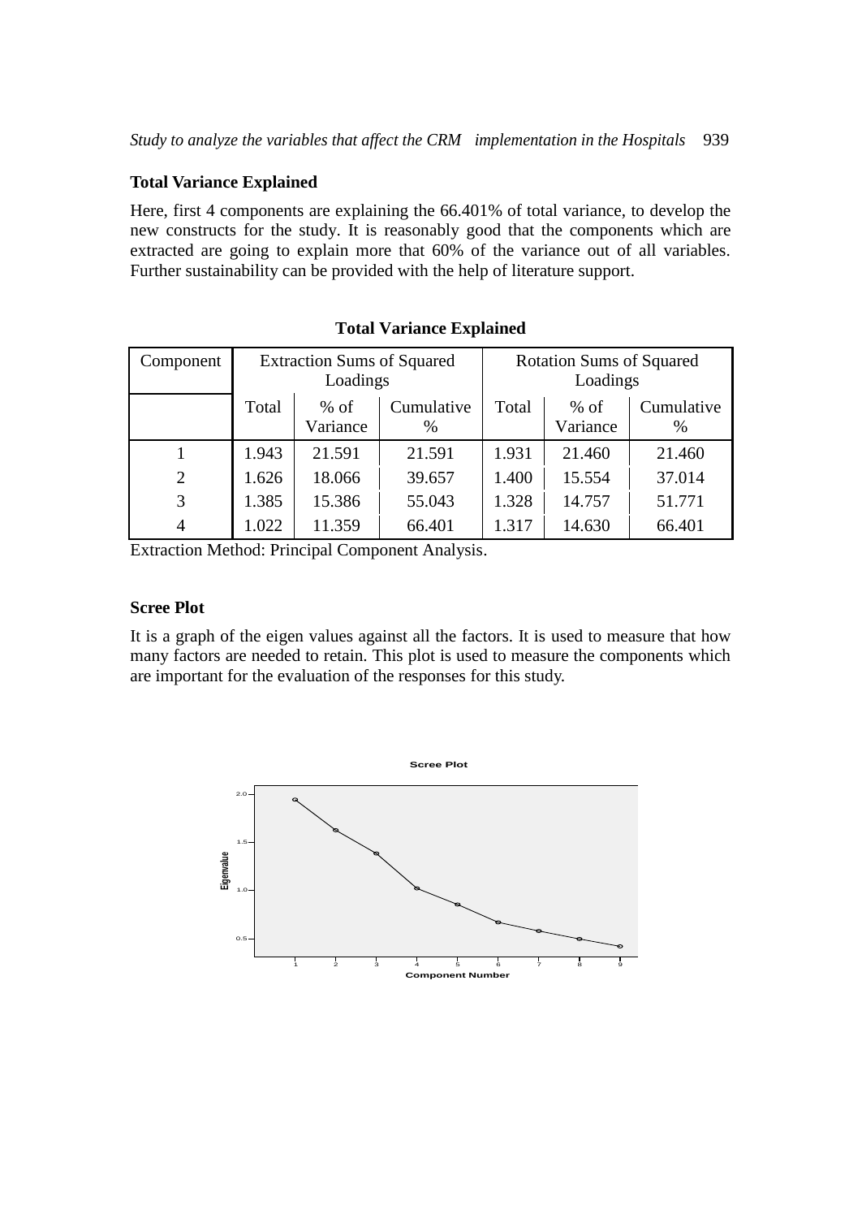### Total Variance Explained

Here, first 4 components are explaining the 66.401% of total variance, to develop the new constructs for the study. It is reasonably good that the components which are extracted are going to explain more that 60% of the variance out of all variables. Further sustainability can be provided with the help of literature support.

**Total Variance Explained**

| Component | Extraction Sums of Squared Loadings | | | Rotation Sums of Squared Loadings | | |
|---|---|---|---|---|---|---|
| | Total | % of Variance | Cumulative % | Total | % of Variance | Cumulative % |
| 1 | 1.943 | 21.591 | 21.591 | 1.931 | 21.460 | 21.460 |
| 2 | 1.626 | 18.066 | 39.657 | 1.400 | 15.554 | 37.014 |
| 3 | 1.385 | 15.386 | 55.043 | 1.328 | 14.757 | 51.771 |
| 4 | 1.022 | 11.359 | 66.401 | 1.317 | 14.630 | 66.401 |

Extraction Method: Principal Component Analysis.

### Scree Plot

It is a graph of the eigen values against all the factors. It is used to measure that how many factors are needed to retain. This plot is used to measure the components which are important for the evaluation of the responses for this study.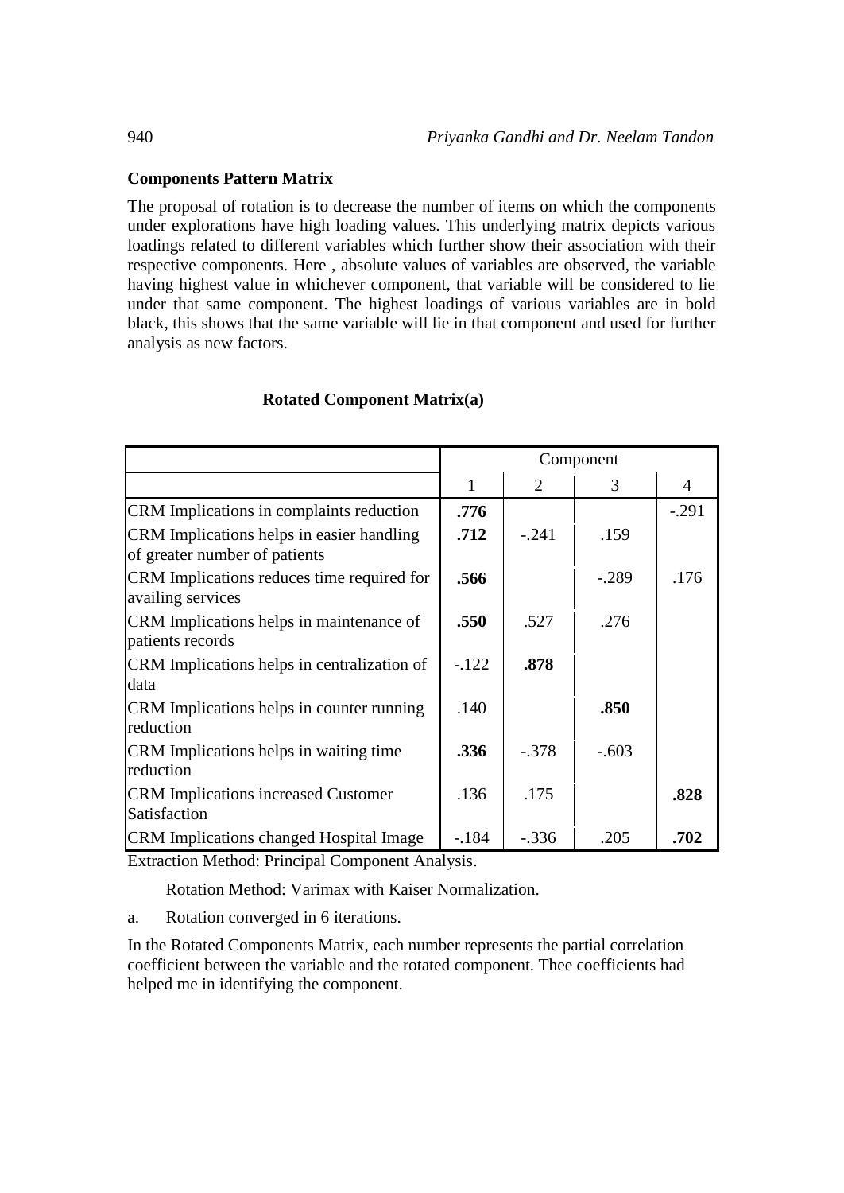### Components Pattern Matrix

The proposal of rotation is to decrease the number of items on which the components under explorations have high loading values. This underlying matrix depicts various loadings related to different variables which further show their association with their respective components. Here , absolute values of variables are observed, the variable having highest value in whichever component, that variable will be considered to lie under that same component. The highest loadings of various variables are in bold black, this shows that the same variable will lie in that component and used for further analysis as new factors.

**Rotated Component Matrix(a)**

| | Component | | | |
|---|---|---|---|---|
| | 1 | 2 | 3 | 4 |
| CRM Implications in complaints reduction | **.776** | | | -.291 |
| CRM Implications helps in easier handling of greater number of patients | **.712** | -.241 | .159 | |
| CRM Implications reduces time required for availing services | **.566** | | -.289 | .176 |
| CRM Implications helps in maintenance of patients records | **.550** | .527 | .276 | |
| CRM Implications helps in centralization of data | -.122 | **.878** | | |
| CRM Implications helps in counter running reduction | .140 | | **.850** | |
| CRM Implications helps in waiting time reduction | **.336** | -.378 | -.603 | |
| CRM Implications increased Customer Satisfaction | .136 | .175 | | **.828** |
| CRM Implications changed Hospital Image | -.184 | -.336 | .205 | **.702** |

Extraction Method: Principal Component Analysis.

Rotation Method: Varimax with Kaiser Normalization.

a. Rotation converged in 6 iterations.

In the Rotated Components Matrix, each number represents the partial correlation coefficient between the variable and the rotated component. Thee coefficients had helped me in identifying the component.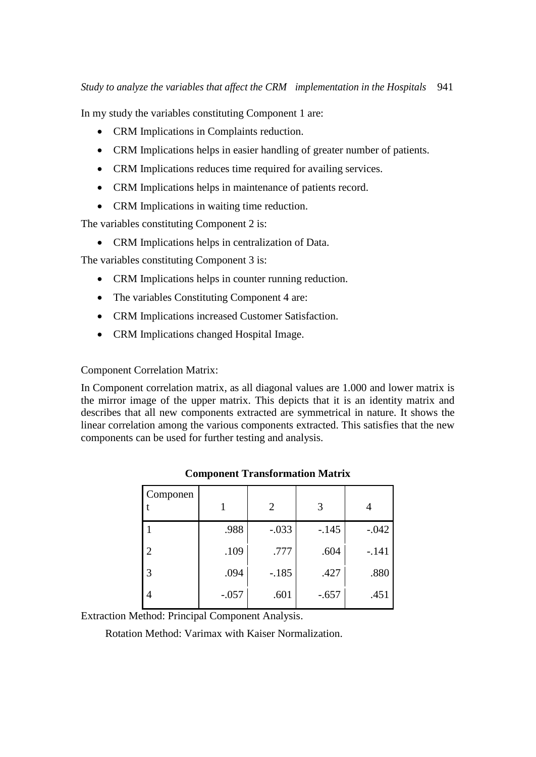In my study the variables constituting Component 1 are:

- CRM Implications in Complaints reduction.
- CRM Implications helps in easier handling of greater number of patients.
- CRM Implications reduces time required for availing services.
- CRM Implications helps in maintenance of patients record.
- CRM Implications in waiting time reduction.

The variables constituting Component 2 is:

- CRM Implications helps in centralization of Data.

The variables constituting Component 3 is:

- CRM Implications helps in counter running reduction.
- The variables Constituting Component 4 are:
- CRM Implications increased Customer Satisfaction.
- CRM Implications changed Hospital Image.

Component Correlation Matrix:

In Component correlation matrix, as all diagonal values are 1.000 and lower matrix is the mirror image of the upper matrix. This depicts that it is an identity matrix and describes that all new components extracted are symmetrical in nature. It shows the linear correlation among the various components extracted. This satisfies that the new components can be used for further testing and analysis.

**Component Transformation Matrix**

| Component | 1 | 2 | 3 | 4 |
|---|---|---|---|---|
| 1 | .988 | -.033 | -.145 | -.042 |
| 2 | .109 | .777 | .604 | -.141 |
| 3 | .094 | -.185 | .427 | .880 |
| 4 | -.057 | .601 | -.657 | .451 |

Extraction Method: Principal Component Analysis.

Rotation Method: Varimax with Kaiser Normalization.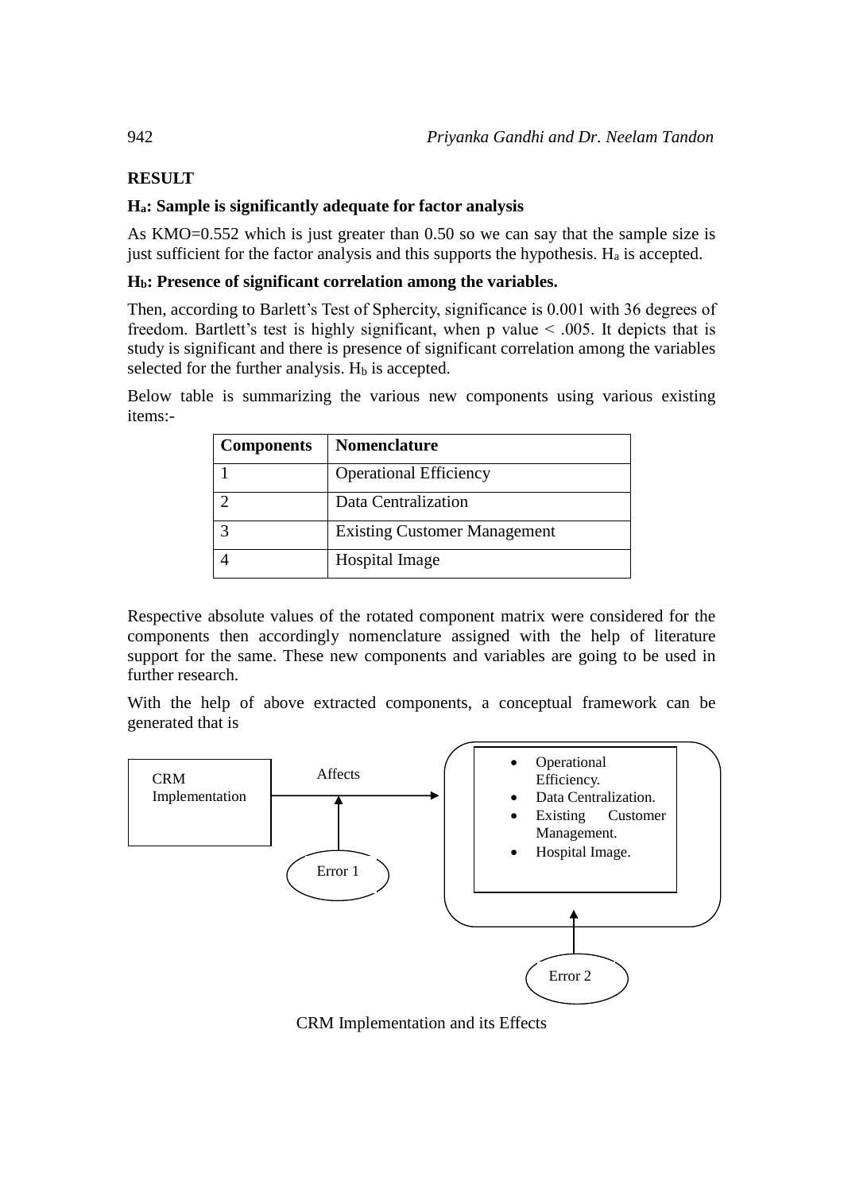**RESULT**

**$H_a$: Sample is significantly adequate for factor analysis**

As KMO=0.552 which is just greater than 0.50 so we can say that the sample size is just sufficient for the factor analysis and this supports the hypothesis. $H_a$ is accepted.

**$H_b$: Presence of significant correlation among the variables.**

Then, according to Barlett's Test of Sphercity, significance is 0.001 with 36 degrees of freedom. Bartlett's test is highly significant, when p value < .005. It depicts that is study is significant and there is presence of significant correlation among the variables selected for the further analysis. $H_b$ is accepted.

Below table is summarizing the various new components using various existing items:-

| Components | Nomenclature |
|---|---|
| 1 | Operational Efficiency |
| 2 | Data Centralization |
| 3 | Existing Customer Management |
| 4 | Hospital Image |

Respective absolute values of the rotated component matrix were considered for the components then accordingly nomenclature assigned with the help of literature support for the same. These new components and variables are going to be used in further research.

With the help of above extracted components, a conceptual framework can be generated that is

CRM Implementation → Affects →
- Operational Efficiency.
- Data Centralization.
- Existing Customer Management.
- Hospital Image.

Error 1

Error 2

CRM Implementation and its Effects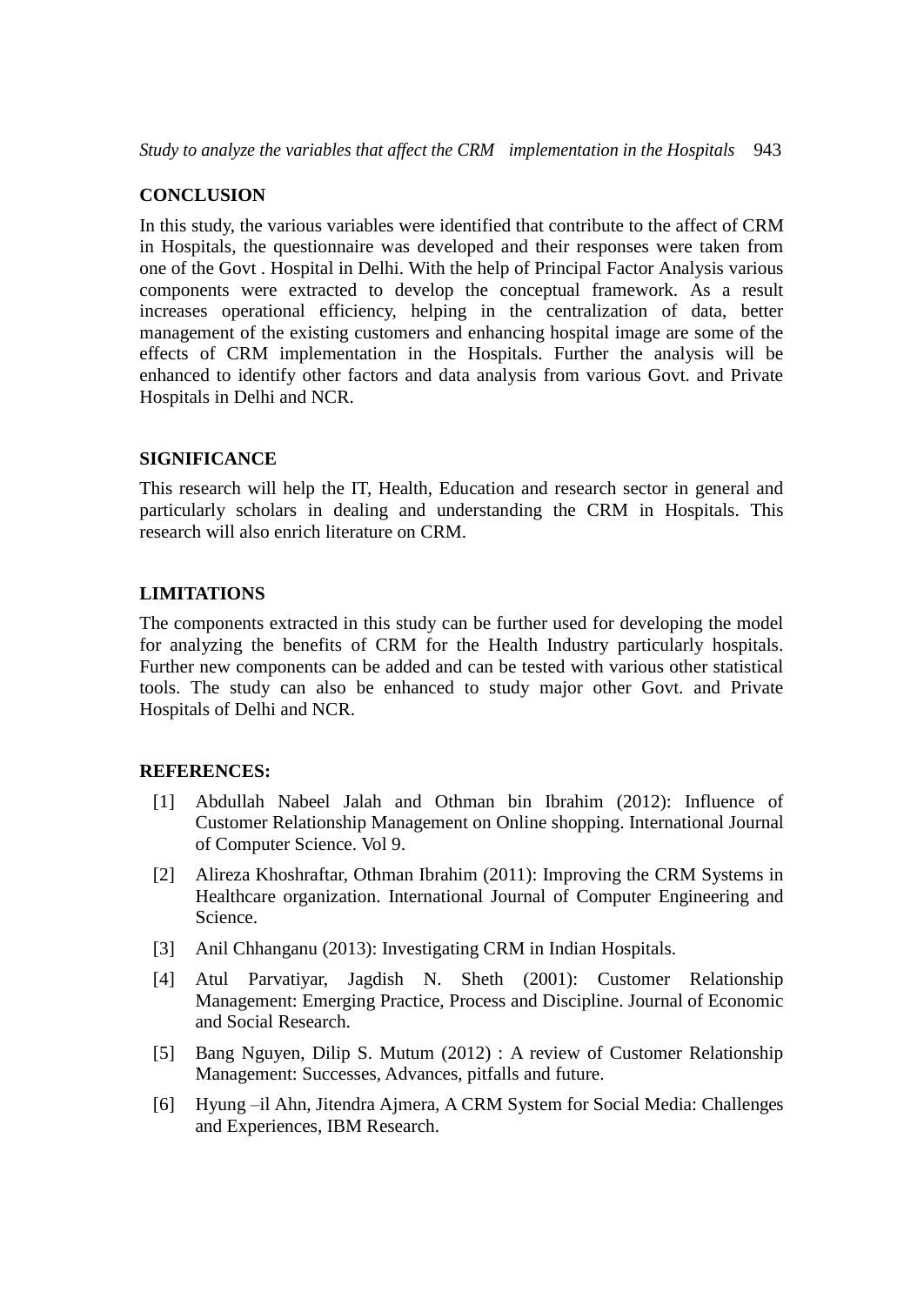## CONCLUSION

In this study, the various variables were identified that contribute to the affect of CRM in Hospitals, the questionnaire was developed and their responses were taken from one of the Govt . Hospital in Delhi. With the help of Principal Factor Analysis various components were extracted to develop the conceptual framework. As a result increases operational efficiency, helping in the centralization of data, better management of the existing customers and enhancing hospital image are some of the effects of CRM implementation in the Hospitals. Further the analysis will be enhanced to identify other factors and data analysis from various Govt. and Private Hospitals in Delhi and NCR.

## SIGNIFICANCE

This research will help the IT, Health, Education and research sector in general and particularly scholars in dealing and understanding the CRM in Hospitals. This research will also enrich literature on CRM.

## LIMITATIONS

The components extracted in this study can be further used for developing the model for analyzing the benefits of CRM for the Health Industry particularly hospitals. Further new components can be added and can be tested with various other statistical tools. The study can also be enhanced to study major other Govt. and Private Hospitals of Delhi and NCR.

## REFERENCES:

[1] Abdullah Nabeel Jalah and Othman bin Ibrahim (2012): Influence of Customer Relationship Management on Online shopping. International Journal of Computer Science. Vol 9.

[2] Alireza Khoshraftar, Othman Ibrahim (2011): Improving the CRM Systems in Healthcare organization. International Journal of Computer Engineering and Science.

[3] Anil Chhanganu (2013): Investigating CRM in Indian Hospitals.

[4] Atul Parvatiyar, Jagdish N. Sheth (2001): Customer Relationship Management: Emerging Practice, Process and Discipline. Journal of Economic and Social Research.

[5] Bang Nguyen, Dilip S. Mutum (2012) : A review of Customer Relationship Management: Successes, Advances, pitfalls and future.

[6] Hyung –il Ahn, Jitendra Ajmera, A CRM System for Social Media: Challenges and Experiences, IBM Research.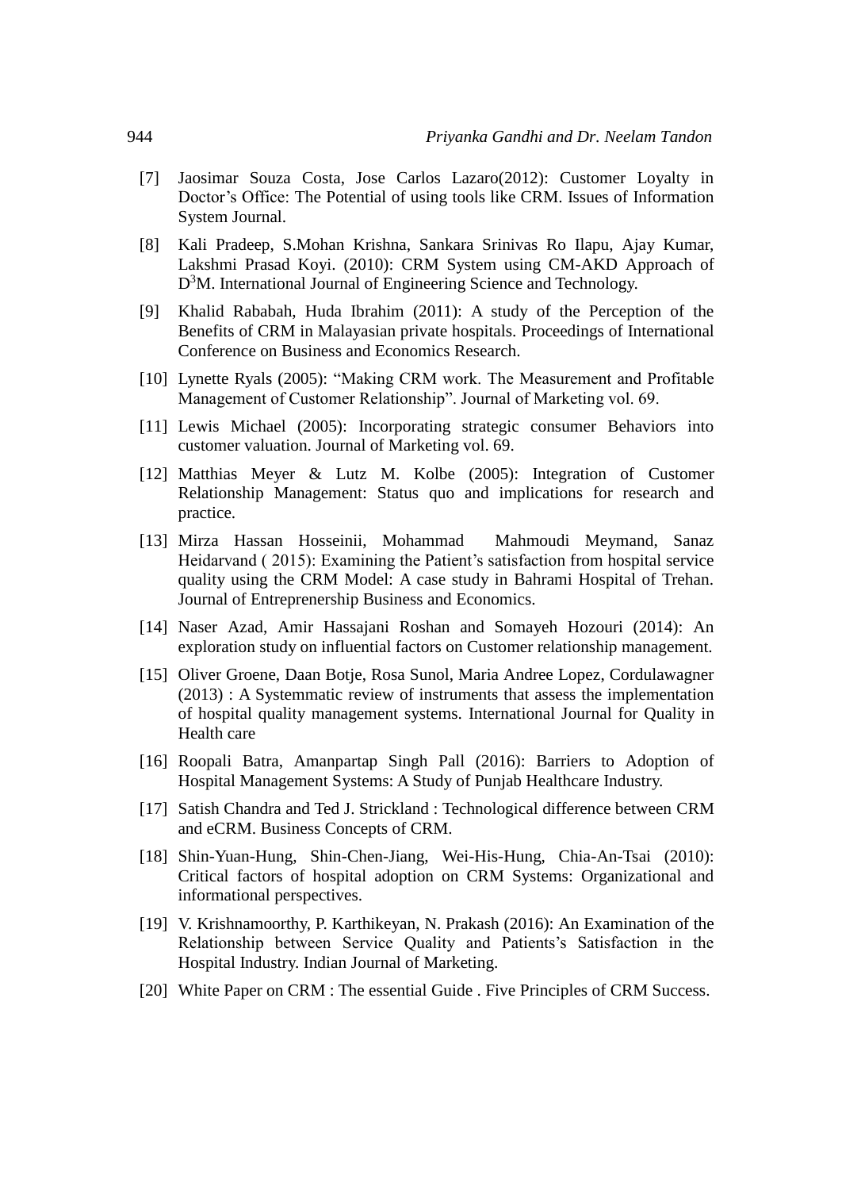[7] Jaosimar Souza Costa, Jose Carlos Lazaro(2012): Customer Loyalty in Doctor's Office: The Potential of using tools like CRM. Issues of Information System Journal.

[8] Kali Pradeep, S.Mohan Krishna, Sankara Srinivas Ro Ilapu, Ajay Kumar, Lakshmi Prasad Koyi. (2010): CRM System using CM-AKD Approach of $D^3$M. International Journal of Engineering Science and Technology.

[9] Khalid Rababah, Huda Ibrahim (2011): A study of the Perception of the Benefits of CRM in Malayasian private hospitals. Proceedings of International Conference on Business and Economics Research.

[10] Lynette Ryals (2005): "Making CRM work. The Measurement and Profitable Management of Customer Relationship". Journal of Marketing vol. 69.

[11] Lewis Michael (2005): Incorporating strategic consumer Behaviors into customer valuation. Journal of Marketing vol. 69.

[12] Matthias Meyer & Lutz M. Kolbe (2005): Integration of Customer Relationship Management: Status quo and implications for research and practice.

[13] Mirza Hassan Hosseinii, Mohammad Mahmoudi Meymand, Sanaz Heidarvand ( 2015): Examining the Patient's satisfaction from hospital service quality using the CRM Model: A case study in Bahrami Hospital of Trehan. Journal of Entreprenership Business and Economics.

[14] Naser Azad, Amir Hassajani Roshan and Somayeh Hozouri (2014): An exploration study on influential factors on Customer relationship management.

[15] Oliver Groene, Daan Botje, Rosa Sunol, Maria Andree Lopez, Cordulawagner (2013) : A Systemmatic review of instruments that assess the implementation of hospital quality management systems. International Journal for Quality in Health care

[16] Roopali Batra, Amanpartap Singh Pall (2016): Barriers to Adoption of Hospital Management Systems: A Study of Punjab Healthcare Industry.

[17] Satish Chandra and Ted J. Strickland : Technological difference between CRM and eCRM. Business Concepts of CRM.

[18] Shin-Yuan-Hung, Shin-Chen-Jiang, Wei-His-Hung, Chia-An-Tsai (2010): Critical factors of hospital adoption on CRM Systems: Organizational and informational perspectives.

[19] V. Krishnamoorthy, P. Karthikeyan, N. Prakash (2016): An Examination of the Relationship between Service Quality and Patients's Satisfaction in the Hospital Industry. Indian Journal of Marketing.

[20] White Paper on CRM : The essential Guide . Five Principles of CRM Success.